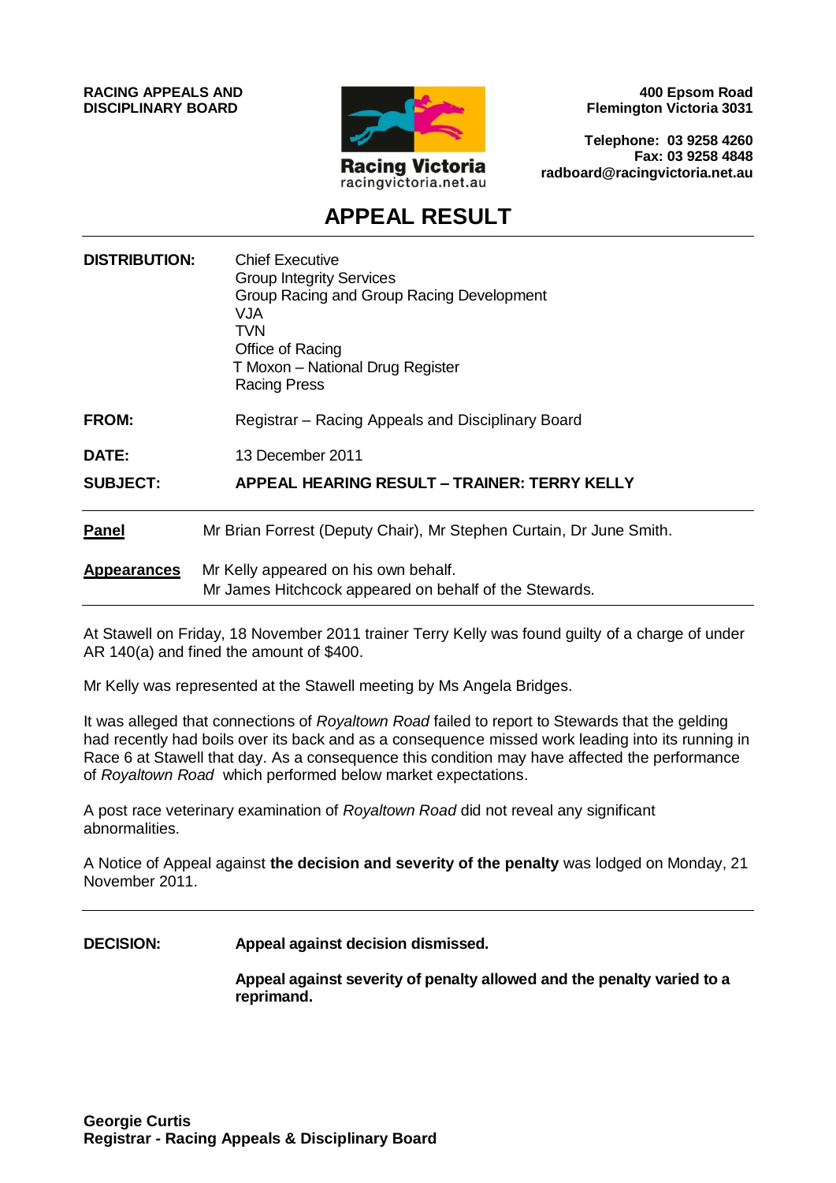**RACING APPEALS AND DISCIPLINARY BOARD**

Racing Victoria
racingvictoria.net.au

**400 Epsom Road**
**Flemington Victoria 3031**

**Telephone: 03 9258 4260**
**Fax: 03 9258 4848**
**radboard@racingvictoria.net.au**

# APPEAL RESULT

| | |
|---|---|
| **DISTRIBUTION:** | Chief Executive<br>Group Integrity Services<br>Group Racing and Group Racing Development<br>VJA<br>TVN<br>Office of Racing<br>T Moxon – National Drug Register<br>Racing Press |
| **FROM:** | Registrar – Racing Appeals and Disciplinary Board |
| **DATE:** | 13 December 2011 |
| **SUBJECT:** | **APPEAL HEARING RESULT – TRAINER: TERRY KELLY** |

**Panel** Mr Brian Forrest (Deputy Chair), Mr Stephen Curtain, Dr June Smith.

**Appearances** Mr Kelly appeared on his own behalf.
Mr James Hitchcock appeared on behalf of the Stewards.

---

At Stawell on Friday, 18 November 2011 trainer Terry Kelly was found guilty of a charge of under AR 140(a) and fined the amount of $400.

Mr Kelly was represented at the Stawell meeting by Ms Angela Bridges.

It was alleged that connections of *Royaltown Road* failed to report to Stewards that the gelding had recently had boils over its back and as a consequence missed work leading into its running in Race 6 at Stawell that day. As a consequence this condition may have affected the performance of *Royaltown Road* which performed below market expectations.

A post race veterinary examination of *Royaltown Road* did not reveal any significant abnormalities.

A Notice of Appeal against **the decision and severity of the penalty** was lodged on Monday, 21 November 2011.

---

**DECISION:** **Appeal against decision dismissed.**

**Appeal against severity of penalty allowed and the penalty varied to a reprimand.**

**Georgie Curtis**
**Registrar - Racing Appeals & Disciplinary Board**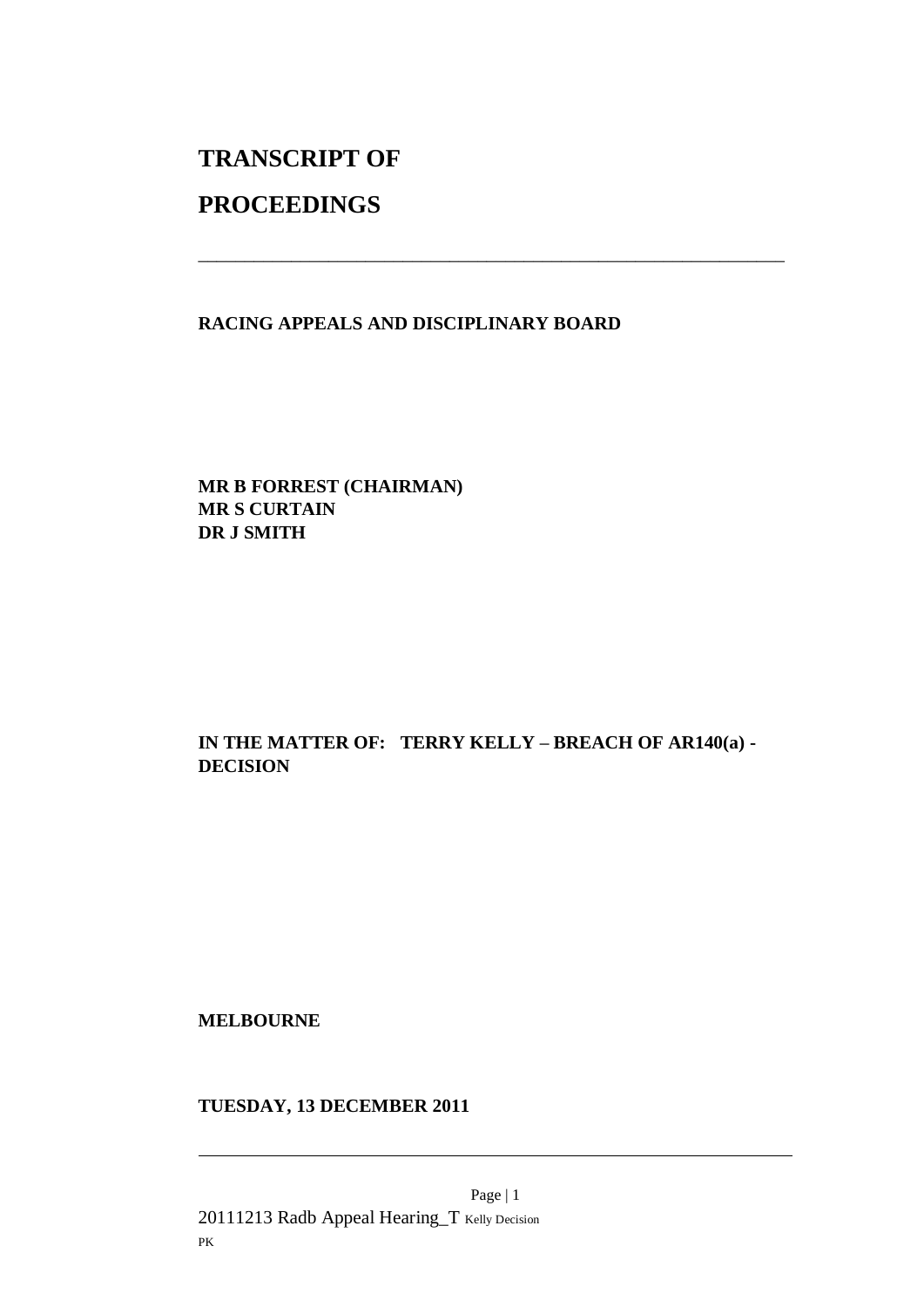# TRANSCRIPT OF PROCEEDINGS

---

**RACING APPEALS AND DISCIPLINARY BOARD**

**MR B FORREST (CHAIRMAN)**
**MR S CURTAIN**
**DR J SMITH**

**IN THE MATTER OF: TERRY KELLY – BREACH OF AR140(a) - DECISION**

**MELBOURNE**

**TUESDAY, 13 DECEMBER 2011**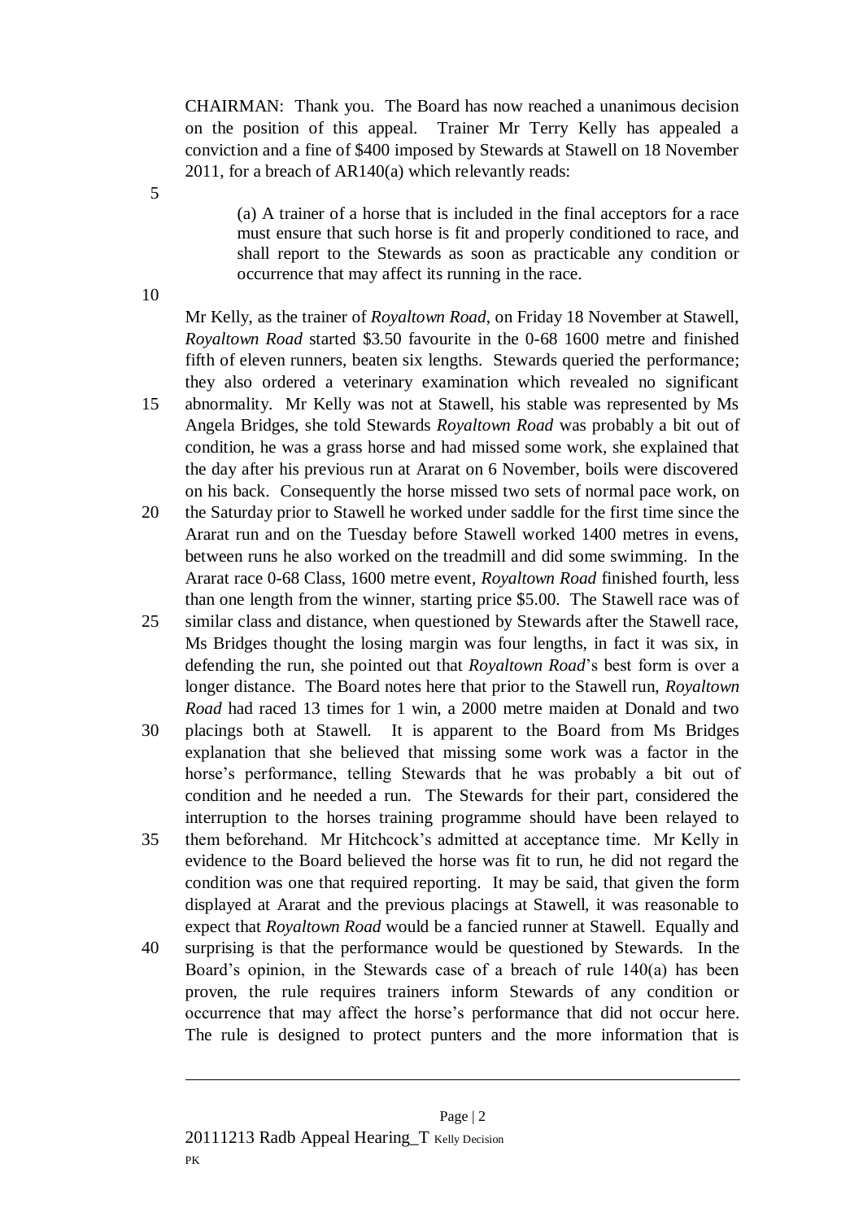CHAIRMAN: Thank you. The Board has now reached a unanimous decision on the position of this appeal. Trainer Mr Terry Kelly has appealed a conviction and a fine of $400 imposed by Stewards at Stawell on 18 November 2011, for a breach of AR140(a) which relevantly reads:

> (a) A trainer of a horse that is included in the final acceptors for a race must ensure that such horse is fit and properly conditioned to race, and shall report to the Stewards as soon as practicable any condition or occurrence that may affect its running in the race.

Mr Kelly, as the trainer of *Royaltown Road*, on Friday 18 November at Stawell, *Royaltown Road* started $3.50 favourite in the 0-68 1600 metre and finished fifth of eleven runners, beaten six lengths. Stewards queried the performance; they also ordered a veterinary examination which revealed no significant abnormality. Mr Kelly was not at Stawell, his stable was represented by Ms Angela Bridges, she told Stewards *Royaltown Road* was probably a bit out of condition, he was a grass horse and had missed some work, she explained that the day after his previous run at Ararat on 6 November, boils were discovered on his back. Consequently the horse missed two sets of normal pace work, on the Saturday prior to Stawell he worked under saddle for the first time since the Ararat run and on the Tuesday before Stawell worked 1400 metres in evens, between runs he also worked on the treadmill and did some swimming. In the Ararat race 0-68 Class, 1600 metre event, *Royaltown Road* finished fourth, less than one length from the winner, starting price $5.00. The Stawell race was of similar class and distance, when questioned by Stewards after the Stawell race, Ms Bridges thought the losing margin was four lengths, in fact it was six, in defending the run, she pointed out that *Royaltown Road*'s best form is over a longer distance. The Board notes here that prior to the Stawell run, *Royaltown Road* had raced 13 times for 1 win, a 2000 metre maiden at Donald and two placings both at Stawell. It is apparent to the Board from Ms Bridges explanation that she believed that missing some work was a factor in the horse's performance, telling Stewards that he was probably a bit out of condition and he needed a run. The Stewards for their part, considered the interruption to the horses training programme should have been relayed to them beforehand. Mr Hitchcock's admitted at acceptance time. Mr Kelly in evidence to the Board believed the horse was fit to run, he did not regard the condition was one that required reporting. It may be said, that given the form displayed at Ararat and the previous placings at Stawell, it was reasonable to expect that *Royaltown Road* would be a fancied runner at Stawell. Equally and surprising is that the performance would be questioned by Stewards. In the Board's opinion, in the Stewards case of a breach of rule 140(a) has been proven, the rule requires trainers inform Stewards of any condition or occurrence that may affect the horse's performance that did not occur here. The rule is designed to protect punters and the more information that is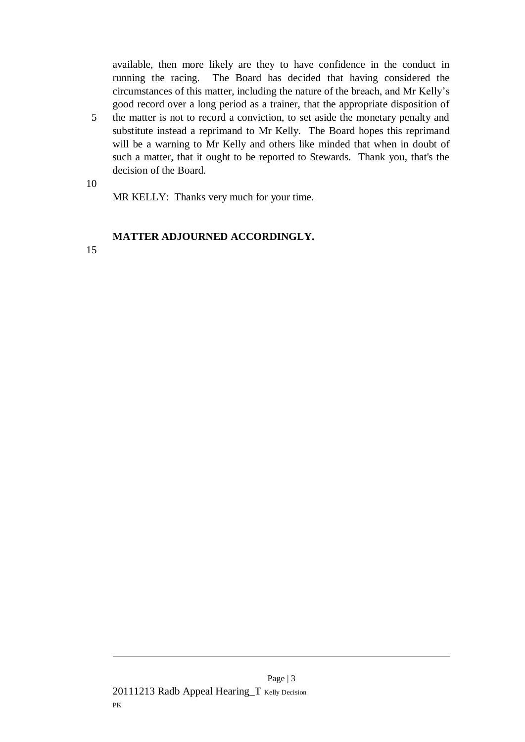available, then more likely are they to have confidence in the conduct in running the racing. The Board has decided that having considered the circumstances of this matter, including the nature of the breach, and Mr Kelly's good record over a long period as a trainer, that the appropriate disposition of the matter is not to record a conviction, to set aside the monetary penalty and substitute instead a reprimand to Mr Kelly. The Board hopes this reprimand will be a warning to Mr Kelly and others like minded that when in doubt of such a matter, that it ought to be reported to Stewards. Thank you, that's the decision of the Board.

MR KELLY: Thanks very much for your time.

**MATTER ADJOURNED ACCORDINGLY.**